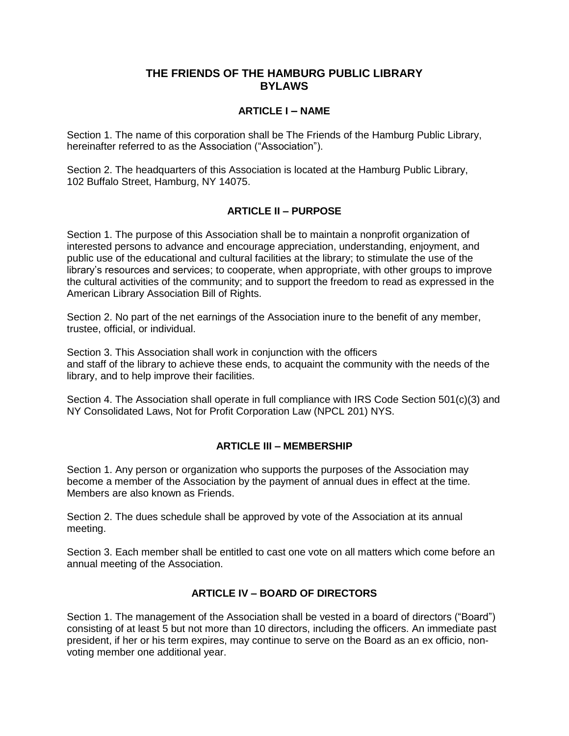# THE FRIENDS OF THE HAMBURG PUBLIC LIBRARY
# BYLAWS

## ARTICLE I – NAME

Section 1. The name of this corporation shall be The Friends of the Hamburg Public Library, hereinafter referred to as the Association ("Association").

Section 2. The headquarters of this Association is located at the Hamburg Public Library, 102 Buffalo Street, Hamburg, NY 14075.

## ARTICLE II – PURPOSE

Section 1. The purpose of this Association shall be to maintain a nonprofit organization of interested persons to advance and encourage appreciation, understanding, enjoyment, and public use of the educational and cultural facilities at the library; to stimulate the use of the library's resources and services; to cooperate, when appropriate, with other groups to improve the cultural activities of the community; and to support the freedom to read as expressed in the American Library Association Bill of Rights.

Section 2. No part of the net earnings of the Association inure to the benefit of any member, trustee, official, or individual.

Section 3. This Association shall work in conjunction with the officers and staff of the library to achieve these ends, to acquaint the community with the needs of the library, and to help improve their facilities.

Section 4. The Association shall operate in full compliance with IRS Code Section 501(c)(3) and NY Consolidated Laws, Not for Profit Corporation Law (NPCL 201) NYS.

## ARTICLE III – MEMBERSHIP

Section 1. Any person or organization who supports the purposes of the Association may become a member of the Association by the payment of annual dues in effect at the time. Members are also known as Friends.

Section 2. The dues schedule shall be approved by vote of the Association at its annual meeting.

Section 3. Each member shall be entitled to cast one vote on all matters which come before an annual meeting of the Association.

## ARTICLE IV – BOARD OF DIRECTORS

Section 1. The management of the Association shall be vested in a board of directors ("Board") consisting of at least 5 but not more than 10 directors, including the officers. An immediate past president, if her or his term expires, may continue to serve on the Board as an ex officio, non-voting member one additional year.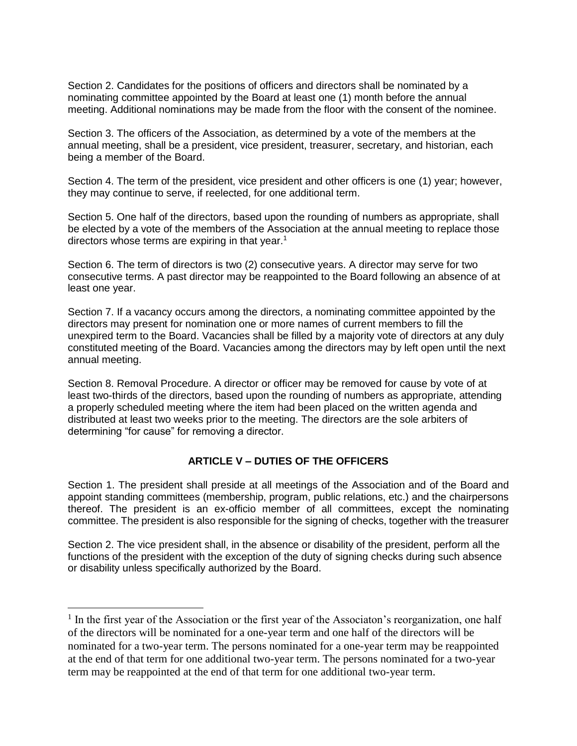Section 2. Candidates for the positions of officers and directors shall be nominated by a nominating committee appointed by the Board at least one (1) month before the annual meeting. Additional nominations may be made from the floor with the consent of the nominee.

Section 3. The officers of the Association, as determined by a vote of the members at the annual meeting, shall be a president, vice president, treasurer, secretary, and historian, each being a member of the Board.

Section 4. The term of the president, vice president and other officers is one (1) year; however, they may continue to serve, if reelected, for one additional term.

Section 5. One half of the directors, based upon the rounding of numbers as appropriate, shall be elected by a vote of the members of the Association at the annual meeting to replace those directors whose terms are expiring in that year.[1]

Section 6. The term of directors is two (2) consecutive years. A director may serve for two consecutive terms. A past director may be reappointed to the Board following an absence of at least one year.

Section 7. If a vacancy occurs among the directors, a nominating committee appointed by the directors may present for nomination one or more names of current members to fill the unexpired term to the Board. Vacancies shall be filled by a majority vote of directors at any duly constituted meeting of the Board. Vacancies among the directors may by left open until the next annual meeting.

Section 8. Removal Procedure. A director or officer may be removed for cause by vote of at least two-thirds of the directors, based upon the rounding of numbers as appropriate, attending a properly scheduled meeting where the item had been placed on the written agenda and distributed at least two weeks prior to the meeting. The directors are the sole arbiters of determining "for cause" for removing a director.

## ARTICLE V – DUTIES OF THE OFFICERS

Section 1. The president shall preside at all meetings of the Association and of the Board and appoint standing committees (membership, program, public relations, etc.) and the chairpersons thereof. The president is an ex-officio member of all committees, except the nominating committee. The president is also responsible for the signing of checks, together with the treasurer

Section 2. The vice president shall, in the absence or disability of the president, perform all the functions of the president with the exception of the duty of signing checks during such absence or disability unless specifically authorized by the Board.

---

[1] In the first year of the Association or the first year of the Associaton's reorganization, one half of the directors will be nominated for a one-year term and one half of the directors will be nominated for a two-year term. The persons nominated for a one-year term may be reappointed at the end of that term for one additional two-year term. The persons nominated for a two-year term may be reappointed at the end of that term for one additional two-year term.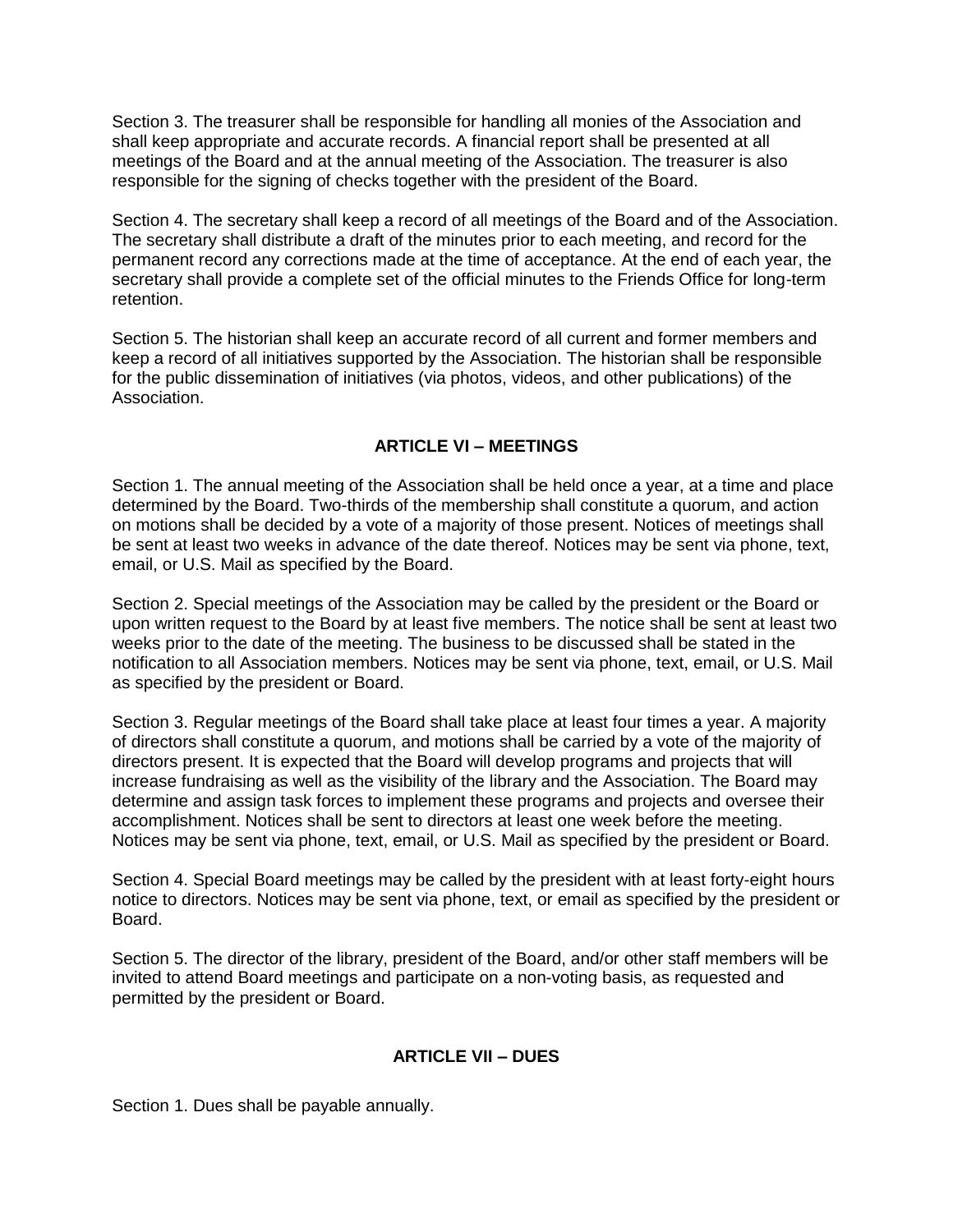Section 3. The treasurer shall be responsible for handling all monies of the Association and shall keep appropriate and accurate records. A financial report shall be presented at all meetings of the Board and at the annual meeting of the Association. The treasurer is also responsible for the signing of checks together with the president of the Board.

Section 4. The secretary shall keep a record of all meetings of the Board and of the Association. The secretary shall distribute a draft of the minutes prior to each meeting, and record for the permanent record any corrections made at the time of acceptance. At the end of each year, the secretary shall provide a complete set of the official minutes to the Friends Office for long-term retention.

Section 5. The historian shall keep an accurate record of all current and former members and keep a record of all initiatives supported by the Association. The historian shall be responsible for the public dissemination of initiatives (via photos, videos, and other publications) of the Association.

## ARTICLE VI – MEETINGS

Section 1. The annual meeting of the Association shall be held once a year, at a time and place determined by the Board. Two-thirds of the membership shall constitute a quorum, and action on motions shall be decided by a vote of a majority of those present. Notices of meetings shall be sent at least two weeks in advance of the date thereof. Notices may be sent via phone, text, email, or U.S. Mail as specified by the Board.

Section 2. Special meetings of the Association may be called by the president or the Board or upon written request to the Board by at least five members. The notice shall be sent at least two weeks prior to the date of the meeting. The business to be discussed shall be stated in the notification to all Association members. Notices may be sent via phone, text, email, or U.S. Mail as specified by the president or Board.

Section 3. Regular meetings of the Board shall take place at least four times a year. A majority of directors shall constitute a quorum, and motions shall be carried by a vote of the majority of directors present. It is expected that the Board will develop programs and projects that will increase fundraising as well as the visibility of the library and the Association. The Board may determine and assign task forces to implement these programs and projects and oversee their accomplishment. Notices shall be sent to directors at least one week before the meeting. Notices may be sent via phone, text, email, or U.S. Mail as specified by the president or Board.

Section 4. Special Board meetings may be called by the president with at least forty-eight hours notice to directors. Notices may be sent via phone, text, or email as specified by the president or Board.

Section 5. The director of the library, president of the Board, and/or other staff members will be invited to attend Board meetings and participate on a non-voting basis, as requested and permitted by the president or Board.

## ARTICLE VII – DUES

Section 1. Dues shall be payable annually.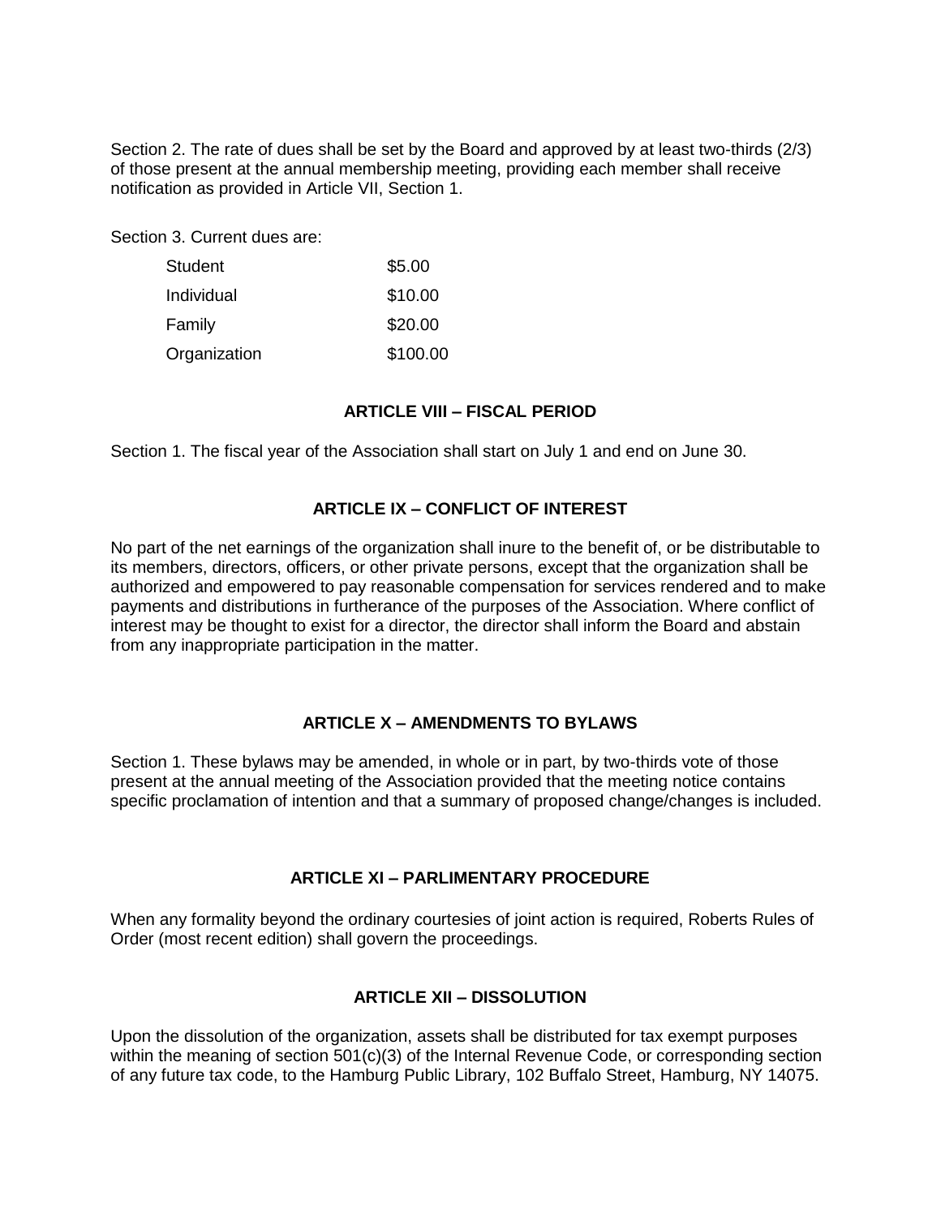Section 2. The rate of dues shall be set by the Board and approved by at least two-thirds (2/3) of those present at the annual membership meeting, providing each member shall receive notification as provided in Article VII, Section 1.

Section 3. Current dues are:

| | |
|---|---|
| Student | $5.00 |
| Individual | $10.00 |
| Family | $20.00 |
| Organization | $100.00 |

### ARTICLE VIII – FISCAL PERIOD

Section 1. The fiscal year of the Association shall start on July 1 and end on June 30.

### ARTICLE IX – CONFLICT OF INTEREST

No part of the net earnings of the organization shall inure to the benefit of, or be distributable to its members, directors, officers, or other private persons, except that the organization shall be authorized and empowered to pay reasonable compensation for services rendered and to make payments and distributions in furtherance of the purposes of the Association. Where conflict of interest may be thought to exist for a director, the director shall inform the Board and abstain from any inappropriate participation in the matter.

### ARTICLE X – AMENDMENTS TO BYLAWS

Section 1. These bylaws may be amended, in whole or in part, by two-thirds vote of those present at the annual meeting of the Association provided that the meeting notice contains specific proclamation of intention and that a summary of proposed change/changes is included.

### ARTICLE XI – PARLIMENTARY PROCEDURE

When any formality beyond the ordinary courtesies of joint action is required, Roberts Rules of Order (most recent edition) shall govern the proceedings.

### ARTICLE XII – DISSOLUTION

Upon the dissolution of the organization, assets shall be distributed for tax exempt purposes within the meaning of section 501(c)(3) of the Internal Revenue Code, or corresponding section of any future tax code, to the Hamburg Public Library, 102 Buffalo Street, Hamburg, NY 14075.